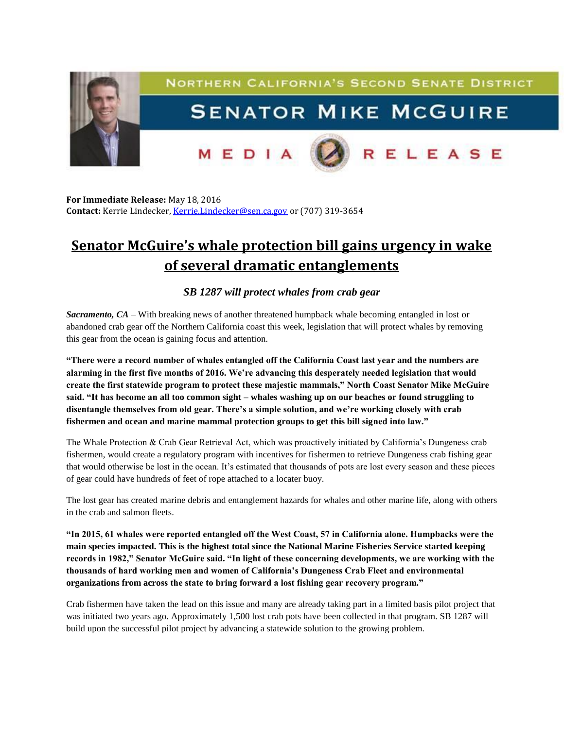NORTHERN CALIFORNIA'S SECOND SENATE DISTRICT

# SENATOR MIKE MCGUIRE

MEDIA RELEASE

**For Immediate Release:** May 18, 2016
**Contact:** Kerrie Lindecker, Kerrie.Lindecker@sen.ca.gov or (707) 319-3654

## Senator McGuire's whale protection bill gains urgency in wake of several dramatic entanglements

### *SB 1287 will protect whales from crab gear*

***Sacramento, CA*** – With breaking news of another threatened humpback whale becoming entangled in lost or abandoned crab gear off the Northern California coast this week, legislation that will protect whales by removing this gear from the ocean is gaining focus and attention.

**"There were a record number of whales entangled off the California Coast last year and the numbers are alarming in the first five months of 2016. We're advancing this desperately needed legislation that would create the first statewide program to protect these majestic mammals," North Coast Senator Mike McGuire said. "It has become an all too common sight – whales washing up on our beaches or found struggling to disentangle themselves from old gear. There's a simple solution, and we're working closely with crab fishermen and ocean and marine mammal protection groups to get this bill signed into law."**

The Whale Protection & Crab Gear Retrieval Act, which was proactively initiated by California's Dungeness crab fishermen, would create a regulatory program with incentives for fishermen to retrieve Dungeness crab fishing gear that would otherwise be lost in the ocean. It's estimated that thousands of pots are lost every season and these pieces of gear could have hundreds of feet of rope attached to a locater buoy.

The lost gear has created marine debris and entanglement hazards for whales and other marine life, along with others in the crab and salmon fleets.

**"In 2015, 61 whales were reported entangled off the West Coast, 57 in California alone. Humpbacks were the main species impacted. This is the highest total since the National Marine Fisheries Service started keeping records in 1982," Senator McGuire said. "In light of these concerning developments, we are working with the thousands of hard working men and women of California's Dungeness Crab Fleet and environmental organizations from across the state to bring forward a lost fishing gear recovery program."**

Crab fishermen have taken the lead on this issue and many are already taking part in a limited basis pilot project that was initiated two years ago. Approximately 1,500 lost crab pots have been collected in that program. SB 1287 will build upon the successful pilot project by advancing a statewide solution to the growing problem.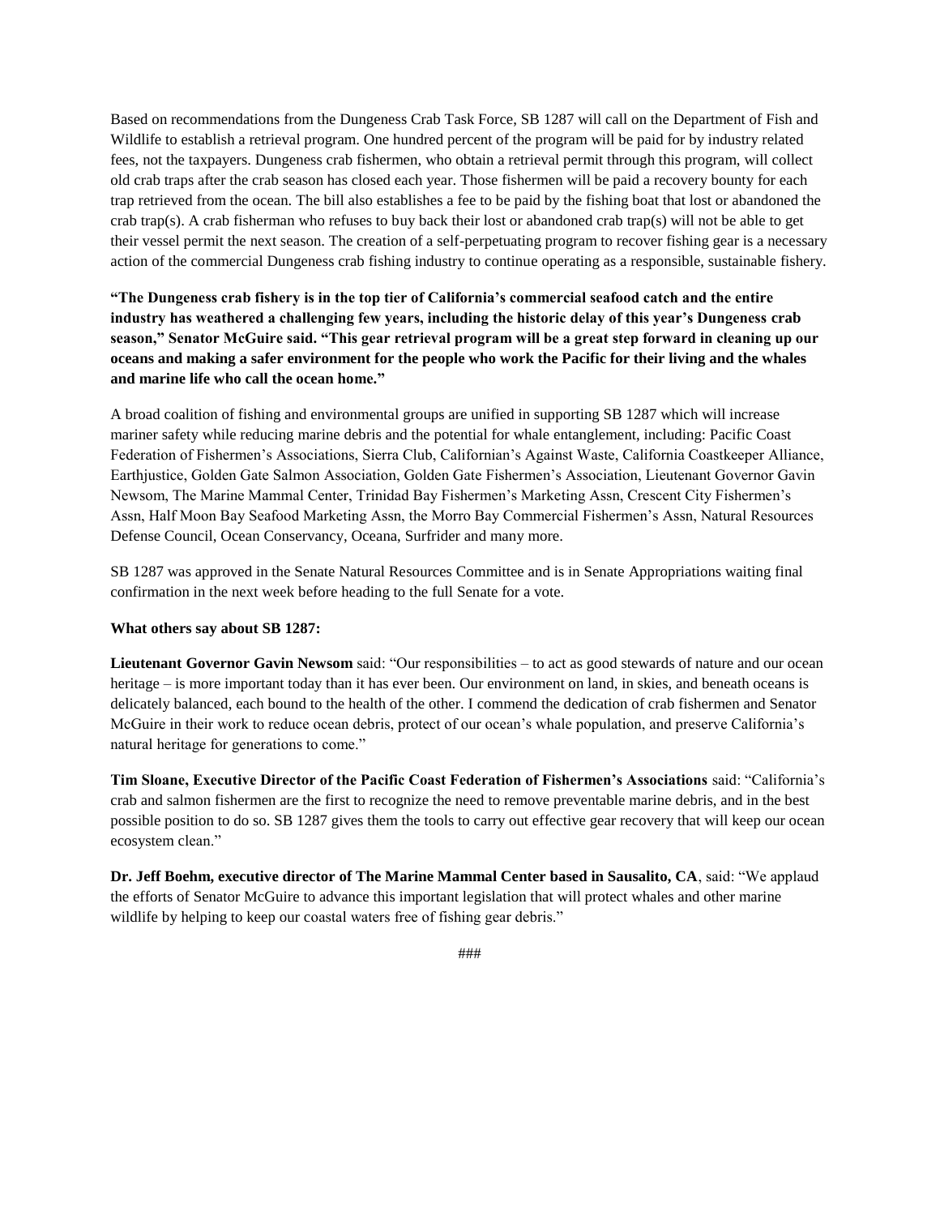Based on recommendations from the Dungeness Crab Task Force, SB 1287 will call on the Department of Fish and Wildlife to establish a retrieval program. One hundred percent of the program will be paid for by industry related fees, not the taxpayers. Dungeness crab fishermen, who obtain a retrieval permit through this program, will collect old crab traps after the crab season has closed each year. Those fishermen will be paid a recovery bounty for each trap retrieved from the ocean. The bill also establishes a fee to be paid by the fishing boat that lost or abandoned the crab trap(s). A crab fisherman who refuses to buy back their lost or abandoned crab trap(s) will not be able to get their vessel permit the next season. The creation of a self-perpetuating program to recover fishing gear is a necessary action of the commercial Dungeness crab fishing industry to continue operating as a responsible, sustainable fishery.

**"The Dungeness crab fishery is in the top tier of California's commercial seafood catch and the entire industry has weathered a challenging few years, including the historic delay of this year's Dungeness crab season," Senator McGuire said. "This gear retrieval program will be a great step forward in cleaning up our oceans and making a safer environment for the people who work the Pacific for their living and the whales and marine life who call the ocean home."**

A broad coalition of fishing and environmental groups are unified in supporting SB 1287 which will increase mariner safety while reducing marine debris and the potential for whale entanglement, including: Pacific Coast Federation of Fishermen's Associations, Sierra Club, Californian's Against Waste, California Coastkeeper Alliance, Earthjustice, Golden Gate Salmon Association, Golden Gate Fishermen's Association, Lieutenant Governor Gavin Newsom, The Marine Mammal Center, Trinidad Bay Fishermen's Marketing Assn, Crescent City Fishermen's Assn, Half Moon Bay Seafood Marketing Assn, the Morro Bay Commercial Fishermen's Assn, Natural Resources Defense Council, Ocean Conservancy, Oceana, Surfrider and many more.

SB 1287 was approved in the Senate Natural Resources Committee and is in Senate Appropriations waiting final confirmation in the next week before heading to the full Senate for a vote.

**What others say about SB 1287:**

**Lieutenant Governor Gavin Newsom** said: "Our responsibilities – to act as good stewards of nature and our ocean heritage – is more important today than it has ever been. Our environment on land, in skies, and beneath oceans is delicately balanced, each bound to the health of the other. I commend the dedication of crab fishermen and Senator McGuire in their work to reduce ocean debris, protect of our ocean's whale population, and preserve California's natural heritage for generations to come."

**Tim Sloane, Executive Director of the Pacific Coast Federation of Fishermen's Associations** said: "California's crab and salmon fishermen are the first to recognize the need to remove preventable marine debris, and in the best possible position to do so. SB 1287 gives them the tools to carry out effective gear recovery that will keep our ocean ecosystem clean."

**Dr. Jeff Boehm, executive director of The Marine Mammal Center based in Sausalito, CA**, said: "We applaud the efforts of Senator McGuire to advance this important legislation that will protect whales and other marine wildlife by helping to keep our coastal waters free of fishing gear debris."

###